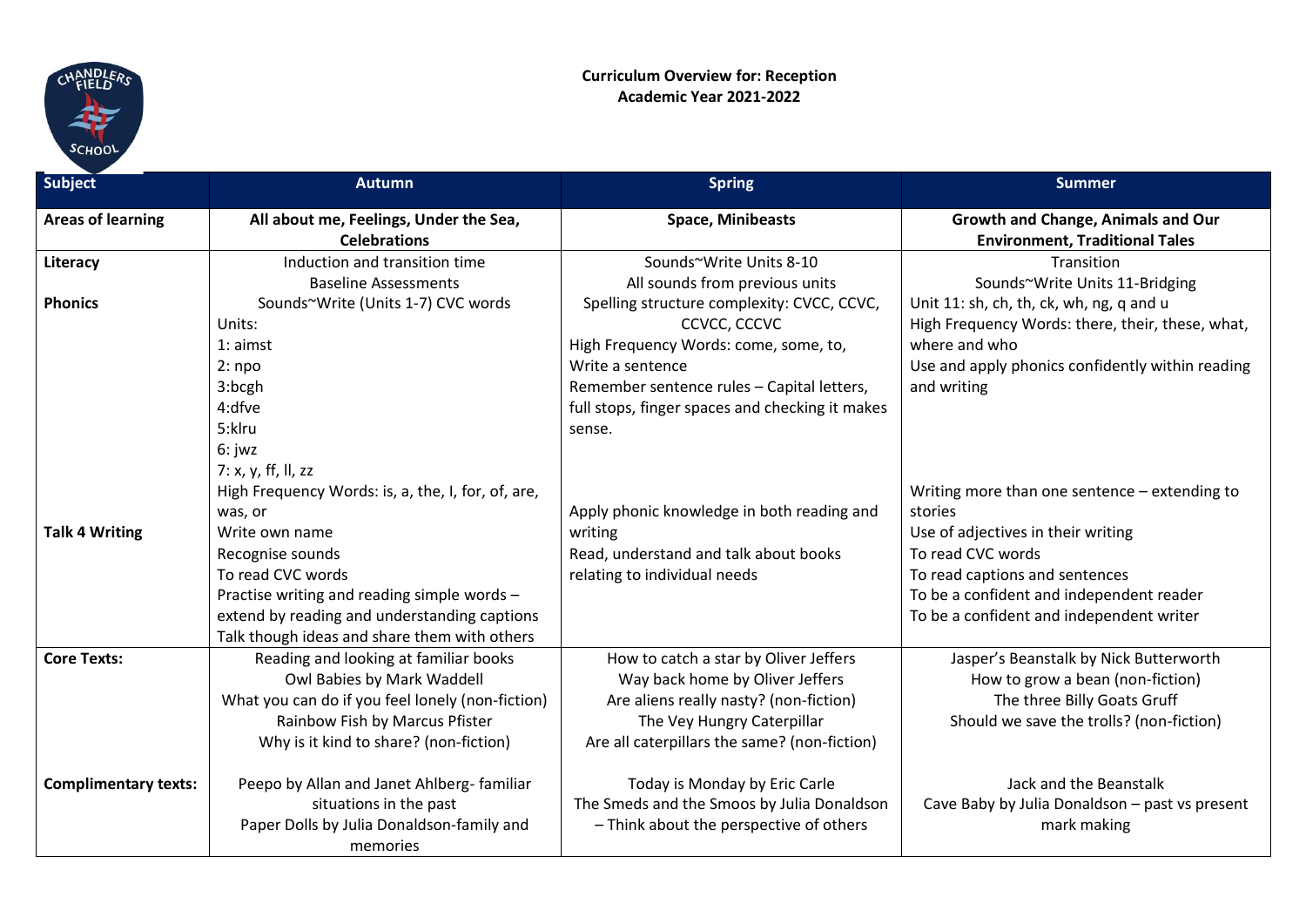**Curriculum Overview for: Reception**
**Academic Year 2021-2022**

| Subject | Autumn | Spring | Summer |
|---|---|---|---|
| **Areas of learning** | **All about me, Feelings, Under the Sea, Celebrations** | **Space, Minibeasts** | **Growth and Change, Animals and Our Environment, Traditional Tales** |
| **Literacy**<br><br>**Phonics**<br><br><br><br><br><br><br><br><br><br><br>**Talk 4 Writing** | Induction and transition time<br>Baseline Assessments<br>Sounds~Write (Units 1-7) CVC words<br>Units:<br>1: aimst<br>2: npo<br>3:bcgh<br>4:dfve<br>5:klru<br>6: jwz<br>7: x, y, ff, ll, zz<br>High Frequency Words: is, a, the, I, for, of, are, was, or<br>Write own name<br>Recognise sounds<br>To read CVC words<br>Practise writing and reading simple words – extend by reading and understanding captions<br>Talk though ideas and share them with others | Sounds~Write Units 8-10<br>All sounds from previous units<br>Spelling structure complexity: CVCC, CCVC, CCVCC, CCCVC<br>High Frequency Words: come, some, to,<br>Write a sentence<br>Remember sentence rules – Capital letters, full stops, finger spaces and checking it makes sense.<br><br>Apply phonic knowledge in both reading and writing<br>Read, understand and talk about books relating to individual needs | Transition<br>Sounds~Write Units 11-Bridging<br>Unit 11: sh, ch, th, ck, wh, ng, q and u<br>High Frequency Words: there, their, these, what, where and who<br>Use and apply phonics confidently within reading and writing<br><br>Writing more than one sentence – extending to stories<br>Use of adjectives in their writing<br>To read CVC words<br>To read captions and sentences<br>To be a confident and independent reader<br>To be a confident and independent writer |
| **Core Texts:**<br><br><br><br><br><br>**Complimentary texts:** | Reading and looking at familiar books<br>Owl Babies by Mark Waddell<br>What you can do if you feel lonely (non-fiction)<br>Rainbow Fish by Marcus Pfister<br>Why is it kind to share? (non-fiction)<br><br>Peepo by Allan and Janet Ahlberg- familiar situations in the past<br>Paper Dolls by Julia Donaldson-family and memories | How to catch a star by Oliver Jeffers<br>Way back home by Oliver Jeffers<br>Are aliens really nasty? (non-fiction)<br>The Vey Hungry Caterpillar<br>Are all caterpillars the same? (non-fiction)<br><br>Today is Monday by Eric Carle<br>The Smeds and the Smoos by Julia Donaldson – Think about the perspective of others | Jasper's Beanstalk by Nick Butterworth<br>How to grow a bean (non-fiction)<br>The three Billy Goats Gruff<br>Should we save the trolls? (non-fiction)<br><br>Jack and the Beanstalk<br>Cave Baby by Julia Donaldson – past vs present mark making |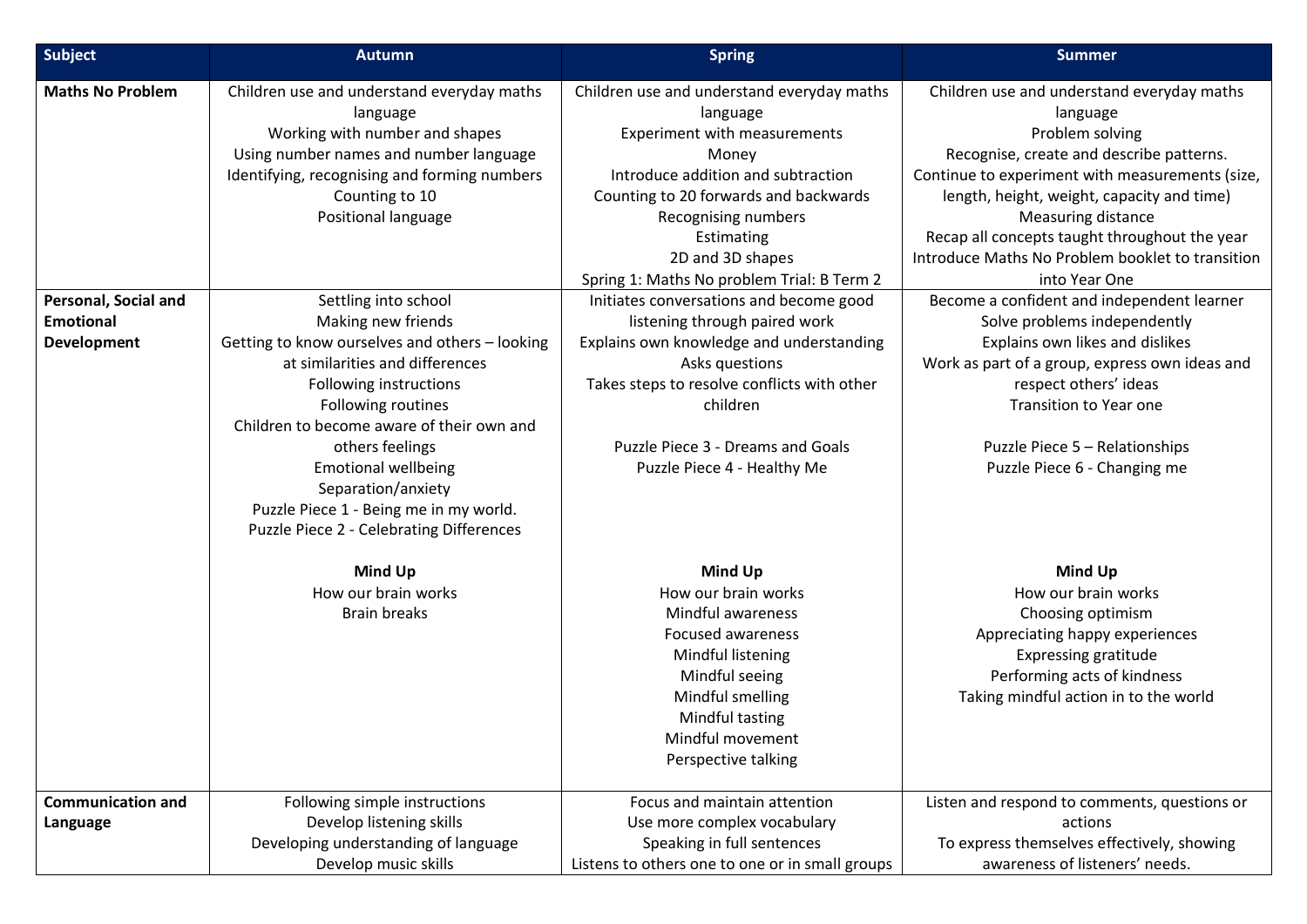| Subject | Autumn | Spring | Summer |
|---|---|---|---|
| **Maths No Problem** | Children use and understand everyday maths language<br>Working with number and shapes<br>Using number names and number language<br>Identifying, recognising and forming numbers<br>Counting to 10<br>Positional language | Children use and understand everyday maths language<br>Experiment with measurements<br>Money<br>Introduce addition and subtraction<br>Counting to 20 forwards and backwards<br>Recognising numbers<br>Estimating<br>2D and 3D shapes<br>Spring 1: Maths No problem Trial: B Term 2 | Children use and understand everyday maths language<br>Problem solving<br>Recognise, create and describe patterns.<br>Continue to experiment with measurements (size, length, height, weight, capacity and time)<br>Measuring distance<br>Recap all concepts taught throughout the year<br>Introduce Maths No Problem booklet to transition into Year One |
| **Personal, Social and Emotional Development** | Settling into school<br>Making new friends<br>Getting to know ourselves and others – looking at similarities and differences<br>Following instructions<br>Following routines<br>Children to become aware of their own and others feelings<br>Emotional wellbeing<br>Separation/anxiety<br>Puzzle Piece 1 - Being me in my world.<br>Puzzle Piece 2 - Celebrating Differences<br><br>**Mind Up**<br>How our brain works<br>Brain breaks | Initiates conversations and become good listening through paired work<br>Explains own knowledge and understanding<br>Asks questions<br>Takes steps to resolve conflicts with other children<br><br>Puzzle Piece 3 - Dreams and Goals<br>Puzzle Piece 4 - Healthy Me<br><br>**Mind Up**<br>How our brain works<br>Mindful awareness<br>Focused awareness<br>Mindful listening<br>Mindful seeing<br>Mindful smelling<br>Mindful tasting<br>Mindful movement<br>Perspective talking | Become a confident and independent learner<br>Solve problems independently<br>Explains own likes and dislikes<br>Work as part of a group, express own ideas and respect others' ideas<br>Transition to Year one<br><br>Puzzle Piece 5 – Relationships<br>Puzzle Piece 6 - Changing me<br><br>**Mind Up**<br>How our brain works<br>Choosing optimism<br>Appreciating happy experiences<br>Expressing gratitude<br>Performing acts of kindness<br>Taking mindful action in to the world |
| **Communication and Language** | Following simple instructions<br>Develop listening skills<br>Developing understanding of language<br>Develop music skills | Focus and maintain attention<br>Use more complex vocabulary<br>Speaking in full sentences<br>Listens to others one to one or in small groups | Listen and respond to comments, questions or actions<br>To express themselves effectively, showing awareness of listeners' needs. |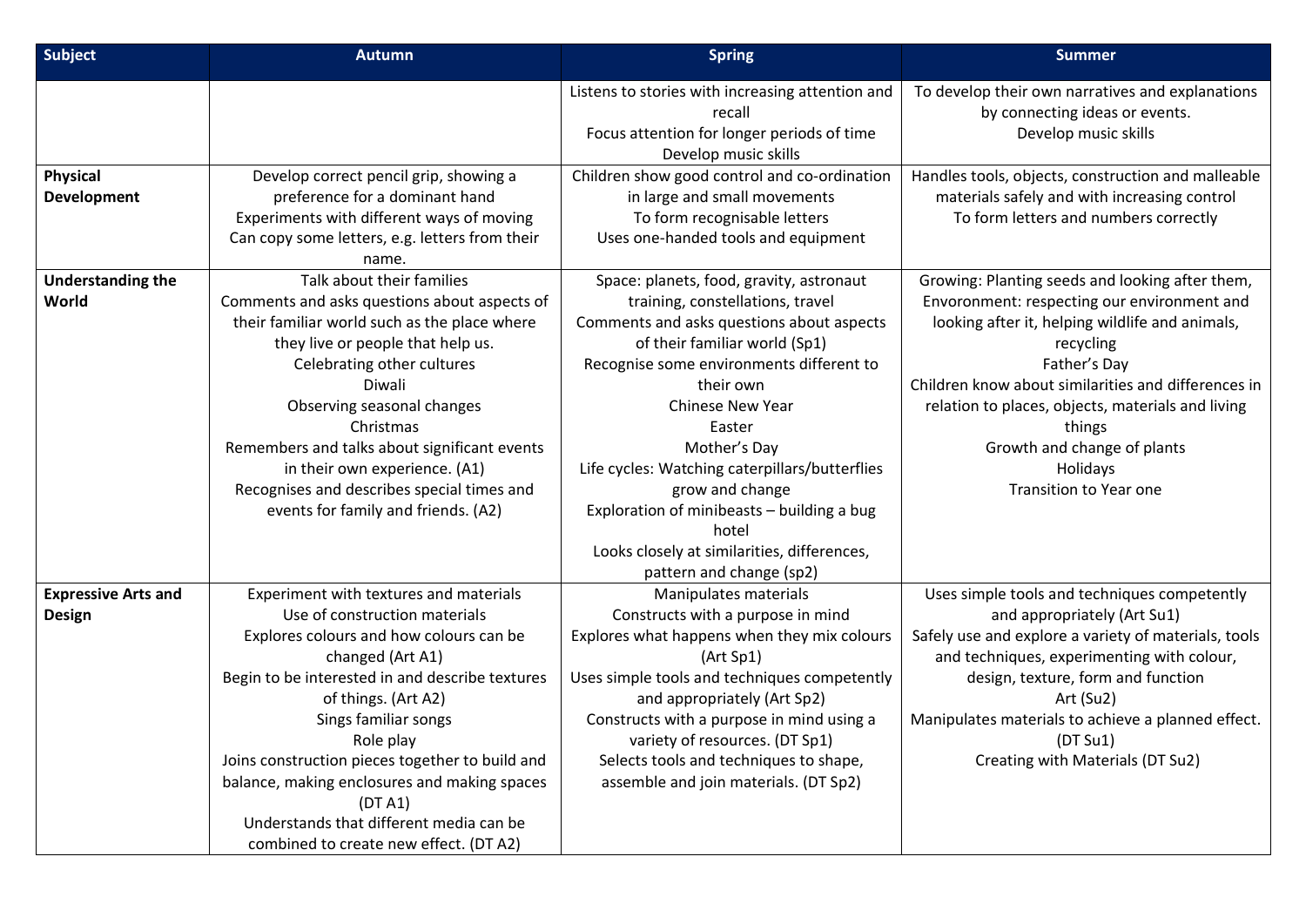| Subject | Autumn | Spring | Summer |
| --- | --- | --- | --- |
| | | Listens to stories with increasing attention and recall<br>Focus attention for longer periods of time<br>Develop music skills | To develop their own narratives and explanations by connecting ideas or events.<br>Develop music skills |
| **Physical Development** | Develop correct pencil grip, showing a preference for a dominant hand<br>Experiments with different ways of moving<br>Can copy some letters, e.g. letters from their name. | Children show good control and co-ordination in large and small movements<br>To form recognisable letters<br>Uses one-handed tools and equipment | Handles tools, objects, construction and malleable materials safely and with increasing control<br>To form letters and numbers correctly |
| **Understanding the World** | Talk about their families<br>Comments and asks questions about aspects of their familiar world such as the place where they live or people that help us.<br>Celebrating other cultures<br>Diwali<br>Observing seasonal changes<br>Christmas<br>Remembers and talks about significant events in their own experience. (A1)<br>Recognises and describes special times and events for family and friends. (A2) | Space: planets, food, gravity, astronaut training, constellations, travel<br>Comments and asks questions about aspects of their familiar world (Sp1)<br>Recognise some environments different to their own<br>Chinese New Year<br>Easter<br>Mother's Day<br>Life cycles: Watching caterpillars/butterflies grow and change<br>Exploration of minibeasts – building a bug hotel<br>Looks closely at similarities, differences, pattern and change (sp2) | Growing: Planting seeds and looking after them,<br>Environment: respecting our environment and looking after it, helping wildlife and animals, recycling<br>Father's Day<br>Children know about similarities and differences in relation to places, objects, materials and living things<br>Growth and change of plants<br>Holidays<br>Transition to Year one |
| **Expressive Arts and Design** | Experiment with textures and materials<br>Use of construction materials<br>Explores colours and how colours can be changed (Art A1)<br>Begin to be interested in and describe textures of things. (Art A2)<br>Sings familiar songs<br>Role play<br>Joins construction pieces together to build and balance, making enclosures and making spaces (DT A1)<br>Understands that different media can be combined to create new effect. (DT A2) | Manipulates materials<br>Constructs with a purpose in mind<br>Explores what happens when they mix colours (Art Sp1)<br>Uses simple tools and techniques competently and appropriately (Art Sp2)<br>Constructs with a purpose in mind using a variety of resources. (DT Sp1)<br>Selects tools and techniques to shape, assemble and join materials. (DT Sp2) | Uses simple tools and techniques competently and appropriately (Art Su1)<br>Safely use and explore a variety of materials, tools and techniques, experimenting with colour, design, texture, form and function<br>Art (Su2)<br>Manipulates materials to achieve a planned effect. (DT Su1)<br>Creating with Materials (DT Su2) |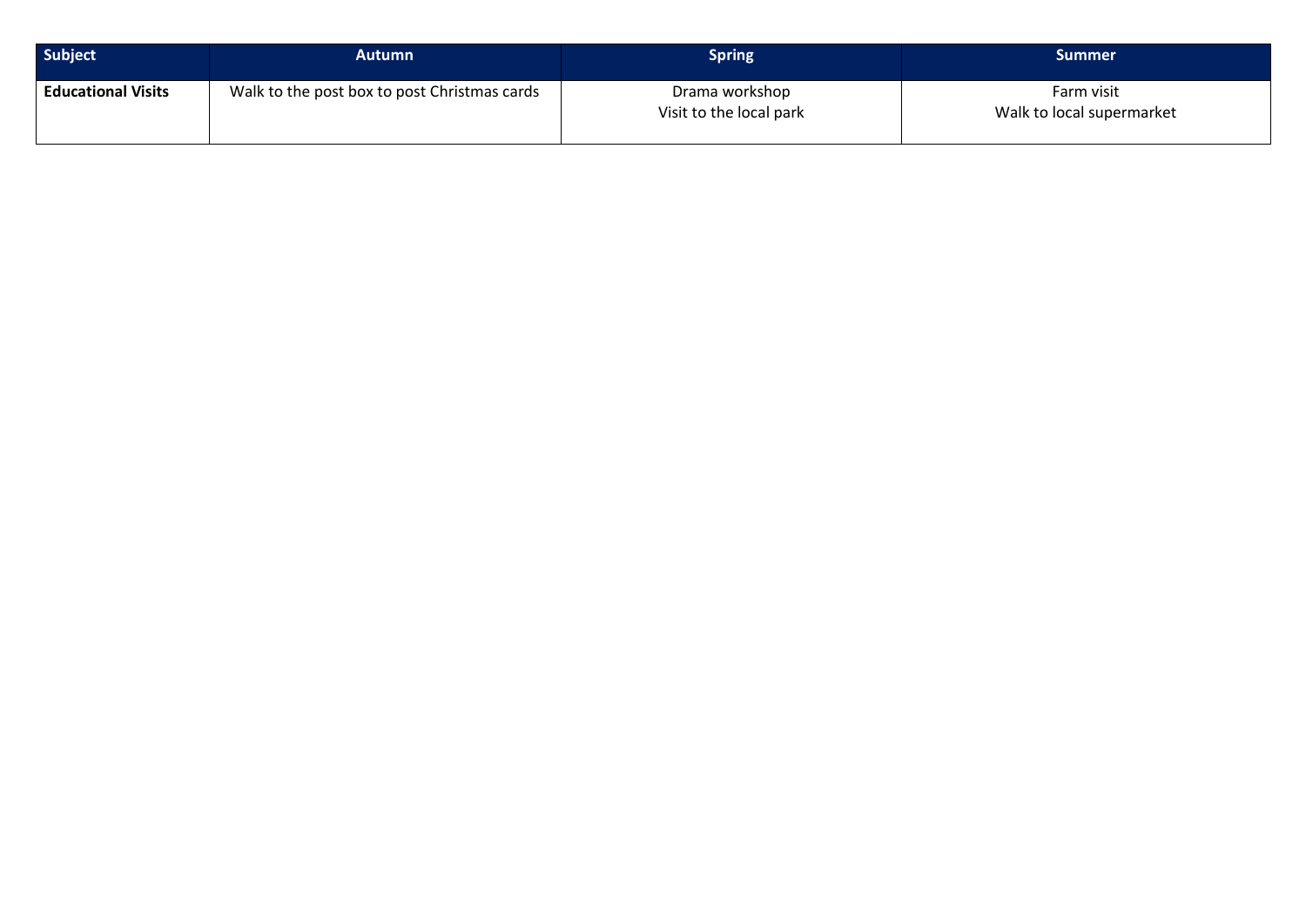| Subject | Autumn | Spring | Summer |
| --- | --- | --- | --- |
| **Educational Visits** | Walk to the post box to post Christmas cards | Drama workshop<br>Visit to the local park | Farm visit<br>Walk to local supermarket |